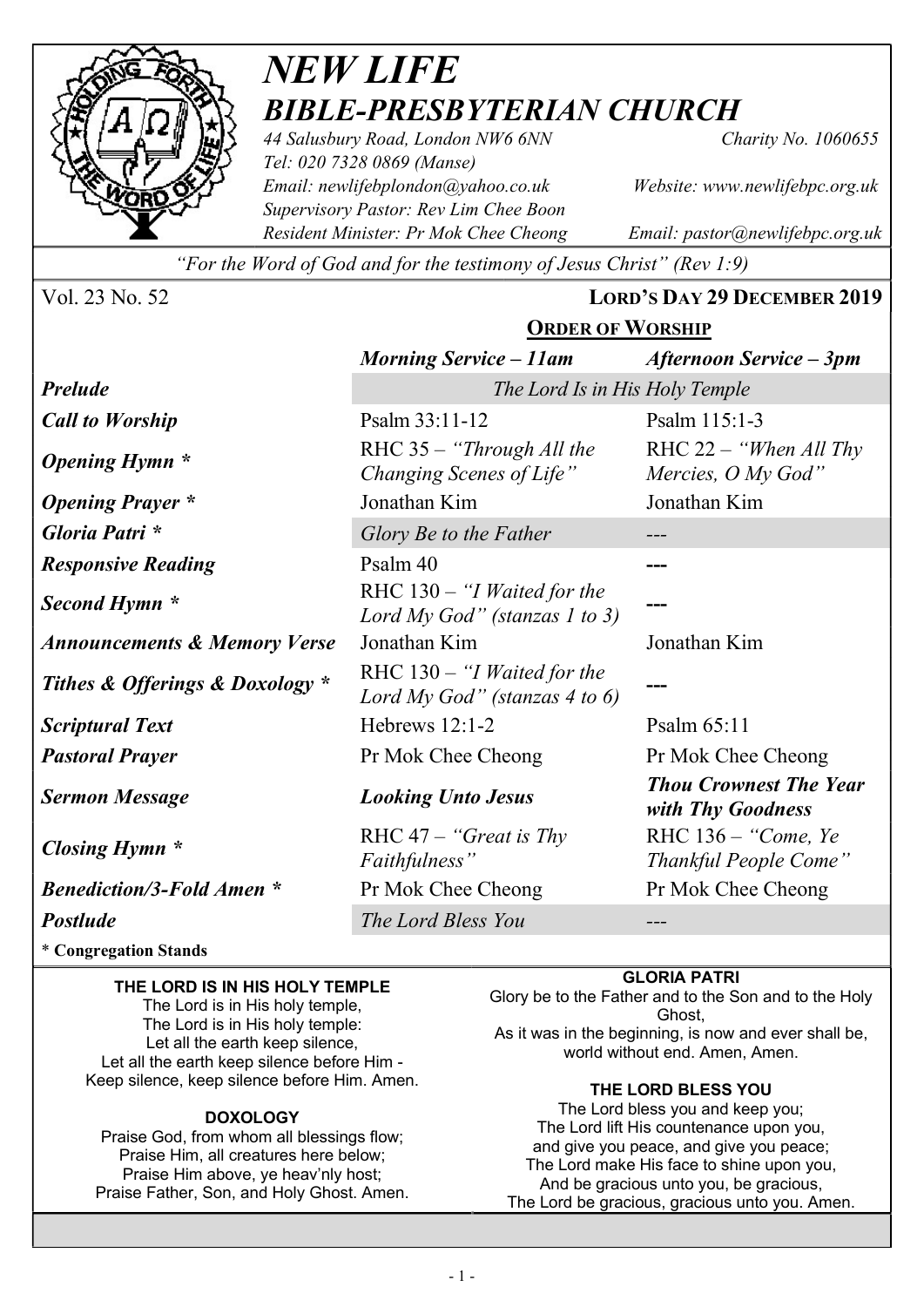# NEW LIFE
## BIBLE-PRESBYTERIAN CHURCH

*44 Salusbury Road, London NW6 6NN* — *Charity No. 1060655*
*Tel: 020 7328 0869 (Manse)*
*Email: newlifebplondon@yahoo.co.uk* — *Website: www.newlifebpc.org.uk*
*Supervisory Pastor: Rev Lim Chee Boon*
*Resident Minister: Pr Mok Chee Cheong* — *Email: pastor@newlifebpc.org.uk*

*"For the Word of God and for the testimony of Jesus Christ" (Rev 1:9)*

Vol. 23 No. 52 — **LORD'S DAY 29 DECEMBER 2019**

### ORDER OF WORSHIP

| | *Morning Service – 11am* | *Afternoon Service – 3pm* |
|---|---|---|
| ***Prelude*** | *The Lord Is in His Holy Temple* | |
| ***Call to Worship*** | Psalm 33:11-12 | Psalm 115:1-3 |
| ***Opening Hymn **** | RHC 35 – *"Through All the Changing Scenes of Life"* | RHC 22 – *"When All Thy Mercies, O My God"* |
| ***Opening Prayer **** | Jonathan Kim | Jonathan Kim |
| ***Gloria Patri **** | *Glory Be to the Father* | --- |
| ***Responsive Reading*** | Psalm 40 | --- |
| ***Second Hymn **** | RHC 130 – *"I Waited for the Lord My God" (stanzas 1 to 3)* | --- |
| ***Announcements & Memory Verse*** | Jonathan Kim | Jonathan Kim |
| ***Tithes & Offerings & Doxology **** | RHC 130 – *"I Waited for the Lord My God" (stanzas 4 to 6)* | --- |
| ***Scriptural Text*** | Hebrews 12:1-2 | Psalm 65:11 |
| ***Pastoral Prayer*** | Pr Mok Chee Cheong | Pr Mok Chee Cheong |
| ***Sermon Message*** | ***Looking Unto Jesus*** | ***Thou Crownest The Year with Thy Goodness*** |
| ***Closing Hymn **** | RHC 47 – *"Great is Thy Faithfulness"* | RHC 136 – *"Come, Ye Thankful People Come"* |
| ***Benediction/3-Fold Amen **** | Pr Mok Chee Cheong | Pr Mok Chee Cheong |
| ***Postlude*** | *The Lord Bless You* | --- |

**\* Congregation Stands**

**THE LORD IS IN HIS HOLY TEMPLE**

The Lord is in His holy temple,
The Lord is in His holy temple:
Let all the earth keep silence,
Let all the earth keep silence before Him -
Keep silence, keep silence before Him. Amen.

**DOXOLOGY**

Praise God, from whom all blessings flow;
Praise Him, all creatures here below;
Praise Him above, ye heav'nly host;
Praise Father, Son, and Holy Ghost. Amen.

**GLORIA PATRI**

Glory be to the Father and to the Son and to the Holy Ghost,
As it was in the beginning, is now and ever shall be, world without end. Amen, Amen.

**THE LORD BLESS YOU**

The Lord bless you and keep you;
The Lord lift His countenance upon you,
and give you peace, and give you peace;
The Lord make His face to shine upon you,
And be gracious unto you, be gracious,
The Lord be gracious, gracious unto you. Amen.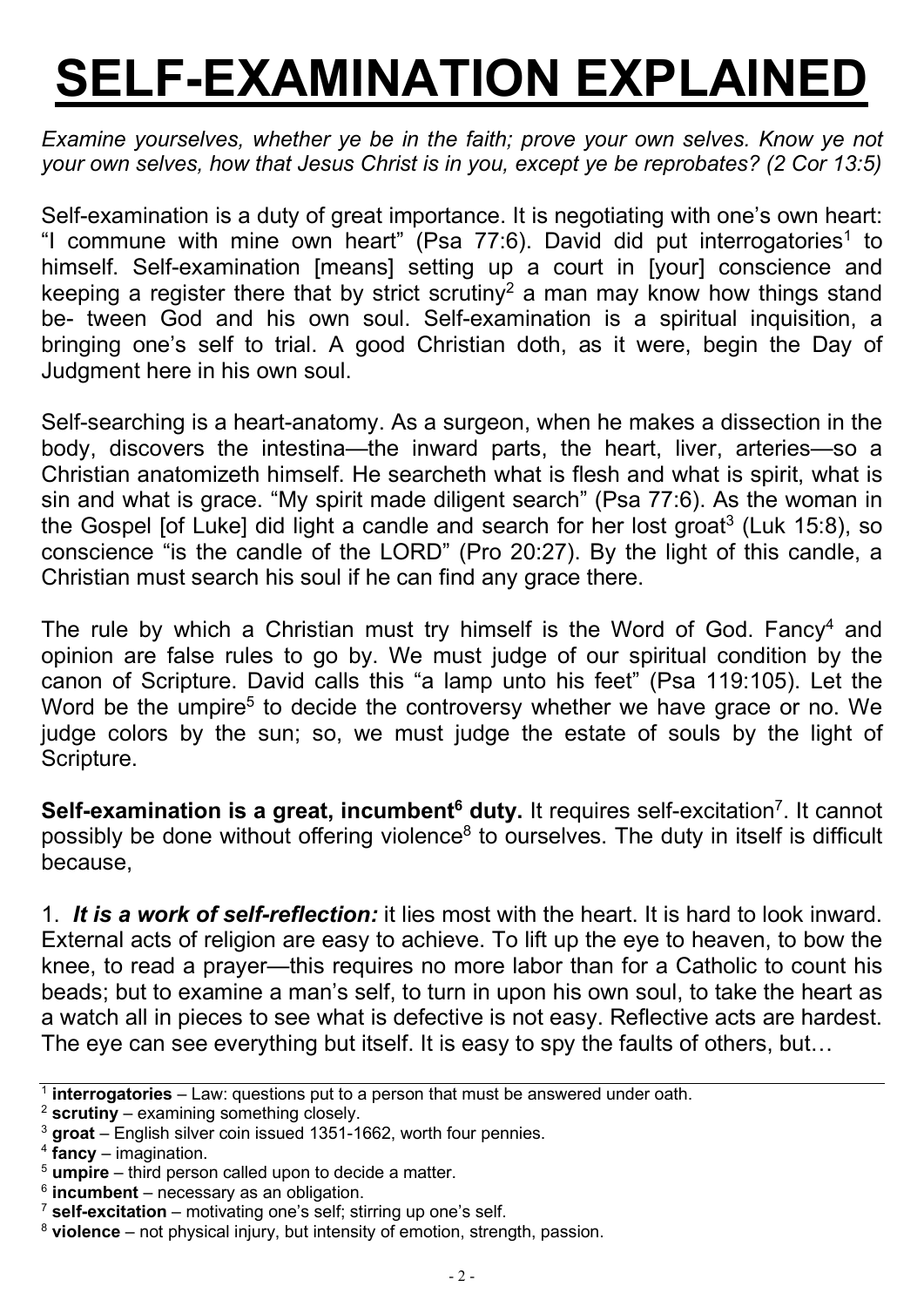# SELF-EXAMINATION EXPLAINED

*Examine yourselves, whether ye be in the faith; prove your own selves. Know ye not your own selves, how that Jesus Christ is in you, except ye be reprobates? (2 Cor 13:5)*

Self-examination is a duty of great importance. It is negotiating with one's own heart: "I commune with mine own heart" (Psa 77:6). David did put interrogatories[1] to himself. Self-examination [means] setting up a court in [your] conscience and keeping a register there that by strict scrutiny[2] a man may know how things stand be- tween God and his own soul. Self-examination is a spiritual inquisition, a bringing one's self to trial. A good Christian doth, as it were, begin the Day of Judgment here in his own soul.

Self-searching is a heart-anatomy. As a surgeon, when he makes a dissection in the body, discovers the intestina—the inward parts, the heart, liver, arteries—so a Christian anatomizeth himself. He searcheth what is flesh and what is spirit, what is sin and what is grace. "My spirit made diligent search" (Psa 77:6). As the woman in the Gospel [of Luke] did light a candle and search for her lost groat[3] (Luk 15:8), so conscience "is the candle of the LORD" (Pro 20:27). By the light of this candle, a Christian must search his soul if he can find any grace there.

The rule by which a Christian must try himself is the Word of God. Fancy[4] and opinion are false rules to go by. We must judge of our spiritual condition by the canon of Scripture. David calls this "a lamp unto his feet" (Psa 119:105). Let the Word be the umpire[5] to decide the controversy whether we have grace or no. We judge colors by the sun; so, we must judge the estate of souls by the light of Scripture.

**Self-examination is a great, incumbent[6] duty.** It requires self-excitation[7]. It cannot possibly be done without offering violence[8] to ourselves. The duty in itself is difficult because,

1. ***It is a work of self-reflection:*** it lies most with the heart. It is hard to look inward. External acts of religion are easy to achieve. To lift up the eye to heaven, to bow the knee, to read a prayer—this requires no more labor than for a Catholic to count his beads; but to examine a man's self, to turn in upon his own soul, to take the heart as a watch all in pieces to see what is defective is not easy. Reflective acts are hardest. The eye can see everything but itself. It is easy to spy the faults of others, but…

---

[1] **interrogatories** – Law: questions put to a person that must be answered under oath.
[2] **scrutiny** – examining something closely.
[3] **groat** – English silver coin issued 1351-1662, worth four pennies.
[4] **fancy** – imagination.
[5] **umpire** – third person called upon to decide a matter.
[6] **incumbent** – necessary as an obligation.
[7] **self-excitation** – motivating one's self; stirring up one's self.
[8] **violence** – not physical injury, but intensity of emotion, strength, passion.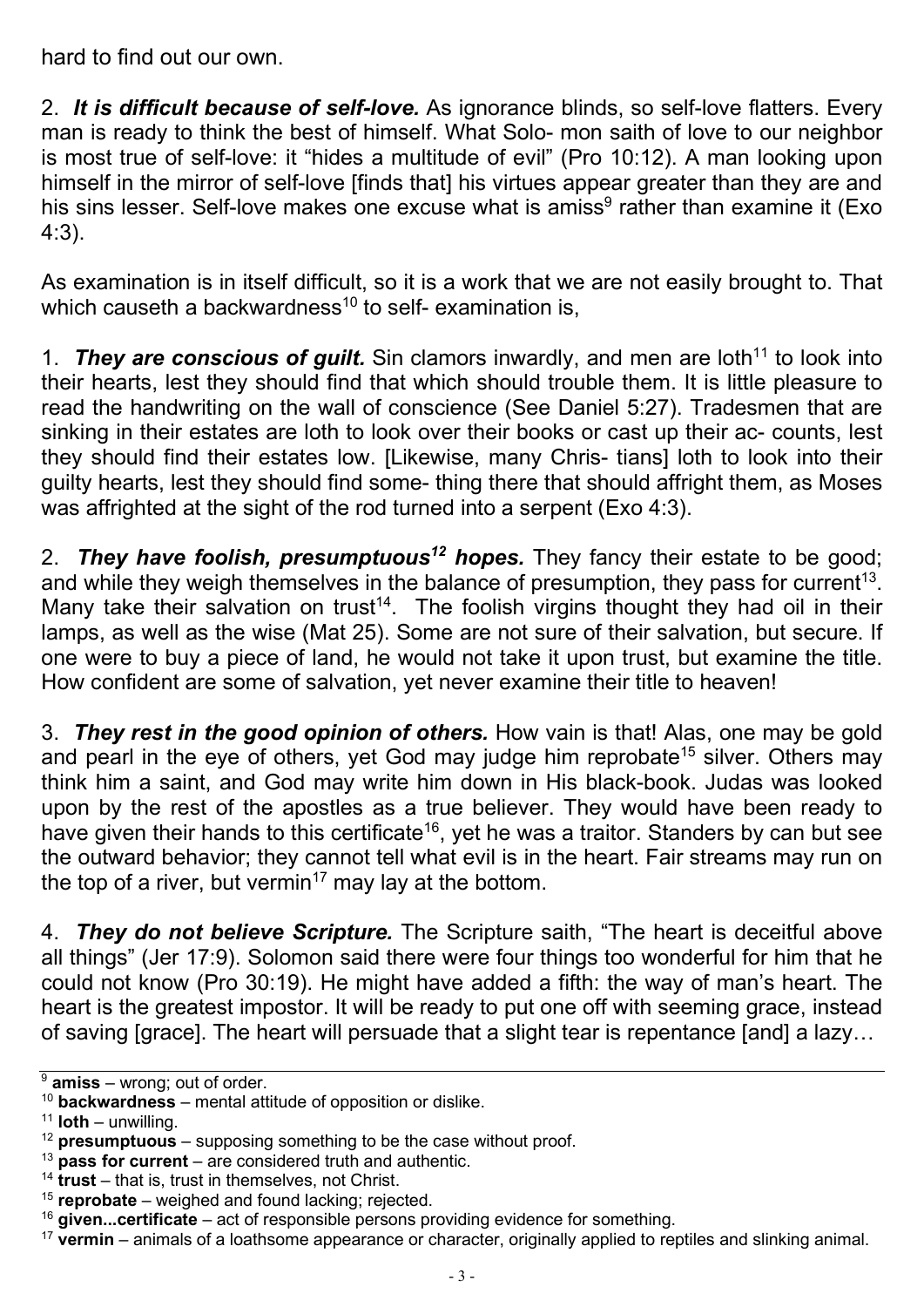hard to find out our own.

2. ***It is difficult because of self-love.*** As ignorance blinds, so self-love flatters. Every man is ready to think the best of himself. What Solo- mon saith of love to our neighbor is most true of self-love: it "hides a multitude of evil" (Pro 10:12). A man looking upon himself in the mirror of self-love [finds that] his virtues appear greater than they are and his sins lesser. Self-love makes one excuse what is amiss[9] rather than examine it (Exo 4:3).

As examination is in itself difficult, so it is a work that we are not easily brought to. That which causeth a backwardness[10] to self- examination is,

1. ***They are conscious of guilt.*** Sin clamors inwardly, and men are loth[11] to look into their hearts, lest they should find that which should trouble them. It is little pleasure to read the handwriting on the wall of conscience (See Daniel 5:27). Tradesmen that are sinking in their estates are loth to look over their books or cast up their ac- counts, lest they should find their estates low. [Likewise, many Chris- tians] loth to look into their guilty hearts, lest they should find some- thing there that should affright them, as Moses was affrighted at the sight of the rod turned into a serpent (Exo 4:3).

2. ***They have foolish, presumptuous[12] hopes.*** They fancy their estate to be good; and while they weigh themselves in the balance of presumption, they pass for current[13]. Many take their salvation on trust[14]. The foolish virgins thought they had oil in their lamps, as well as the wise (Mat 25). Some are not sure of their salvation, but secure. If one were to buy a piece of land, he would not take it upon trust, but examine the title. How confident are some of salvation, yet never examine their title to heaven!

3. ***They rest in the good opinion of others.*** How vain is that! Alas, one may be gold and pearl in the eye of others, yet God may judge him reprobate[15] silver. Others may think him a saint, and God may write him down in His black-book. Judas was looked upon by the rest of the apostles as a true believer. They would have been ready to have given their hands to this certificate[16], yet he was a traitor. Standers by can but see the outward behavior; they cannot tell what evil is in the heart. Fair streams may run on the top of a river, but vermin[17] may lay at the bottom.

4. ***They do not believe Scripture.*** The Scripture saith, "The heart is deceitful above all things" (Jer 17:9). Solomon said there were four things too wonderful for him that he could not know (Pro 30:19). He might have added a fifth: the way of man's heart. The heart is the greatest impostor. It will be ready to put one off with seeming grace, instead of saving [grace]. The heart will persuade that a slight tear is repentance [and] a lazy…

---

[9] **amiss** – wrong; out of order.
[10] **backwardness** – mental attitude of opposition or dislike.
[11] **loth** – unwilling.
[12] **presumptuous** – supposing something to be the case without proof.
[13] **pass for current** – are considered truth and authentic.
[14] **trust** – that is, trust in themselves, not Christ.
[15] **reprobate** – weighed and found lacking; rejected.
[16] **given...certificate** – act of responsible persons providing evidence for something.
[17] **vermin** – animals of a loathsome appearance or character, originally applied to reptiles and slinking animal.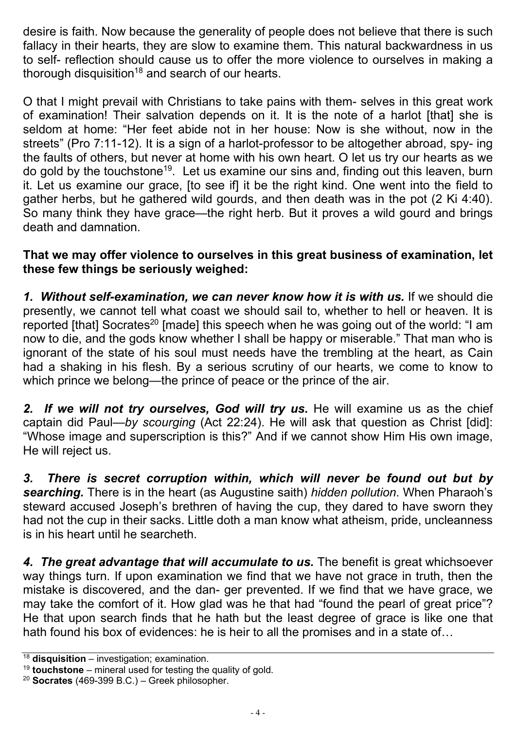desire is faith. Now because the generality of people does not believe that there is such fallacy in their hearts, they are slow to examine them. This natural backwardness in us to self- reflection should cause us to offer the more violence to ourselves in making a thorough disquisition[18] and search of our hearts.

O that I might prevail with Christians to take pains with them- selves in this great work of examination! Their salvation depends on it. It is the note of a harlot [that] she is seldom at home: "Her feet abide not in her house: Now is she without, now in the streets" (Pro 7:11-12). It is a sign of a harlot-professor to be altogether abroad, spy- ing the faults of others, but never at home with his own heart. O let us try our hearts as we do gold by the touchstone[19]. Let us examine our sins and, finding out this leaven, burn it. Let us examine our grace, [to see if] it be the right kind. One went into the field to gather herbs, but he gathered wild gourds, and then death was in the pot (2 Ki 4:40). So many think they have grace—the right herb. But it proves a wild gourd and brings death and damnation.

**That we may offer violence to ourselves in this great business of examination, let these few things be seriously weighed:**

***1. Without self-examination, we can never know how it is with us.*** If we should die presently, we cannot tell what coast we should sail to, whether to hell or heaven. It is reported [that] Socrates[20] [made] this speech when he was going out of the world: "I am now to die, and the gods know whether I shall be happy or miserable." That man who is ignorant of the state of his soul must needs have the trembling at the heart, as Cain had a shaking in his flesh. By a serious scrutiny of our hearts, we come to know to which prince we belong—the prince of peace or the prince of the air.

***2. If we will not try ourselves, God will try us.*** He will examine us as the chief captain did Paul—*by scourging* (Act 22:24). He will ask that question as Christ [did]: "Whose image and superscription is this?" And if we cannot show Him His own image, He will reject us.

***3. There is secret corruption within, which will never be found out but by searching.*** There is in the heart (as Augustine saith) *hidden pollution*. When Pharaoh's steward accused Joseph's brethren of having the cup, they dared to have sworn they had not the cup in their sacks. Little doth a man know what atheism, pride, uncleanness is in his heart until he searcheth.

***4. The great advantage that will accumulate to us.*** The benefit is great whichsoever way things turn. If upon examination we find that we have not grace in truth, then the mistake is discovered, and the dan- ger prevented. If we find that we have grace, we may take the comfort of it. How glad was he that had "found the pearl of great price"? He that upon search finds that he hath but the least degree of grace is like one that hath found his box of evidences: he is heir to all the promises and in a state of…

---

[18] **disquisition** – investigation; examination.

[19] **touchstone** – mineral used for testing the quality of gold.

[20] **Socrates** (469-399 B.C.) – Greek philosopher.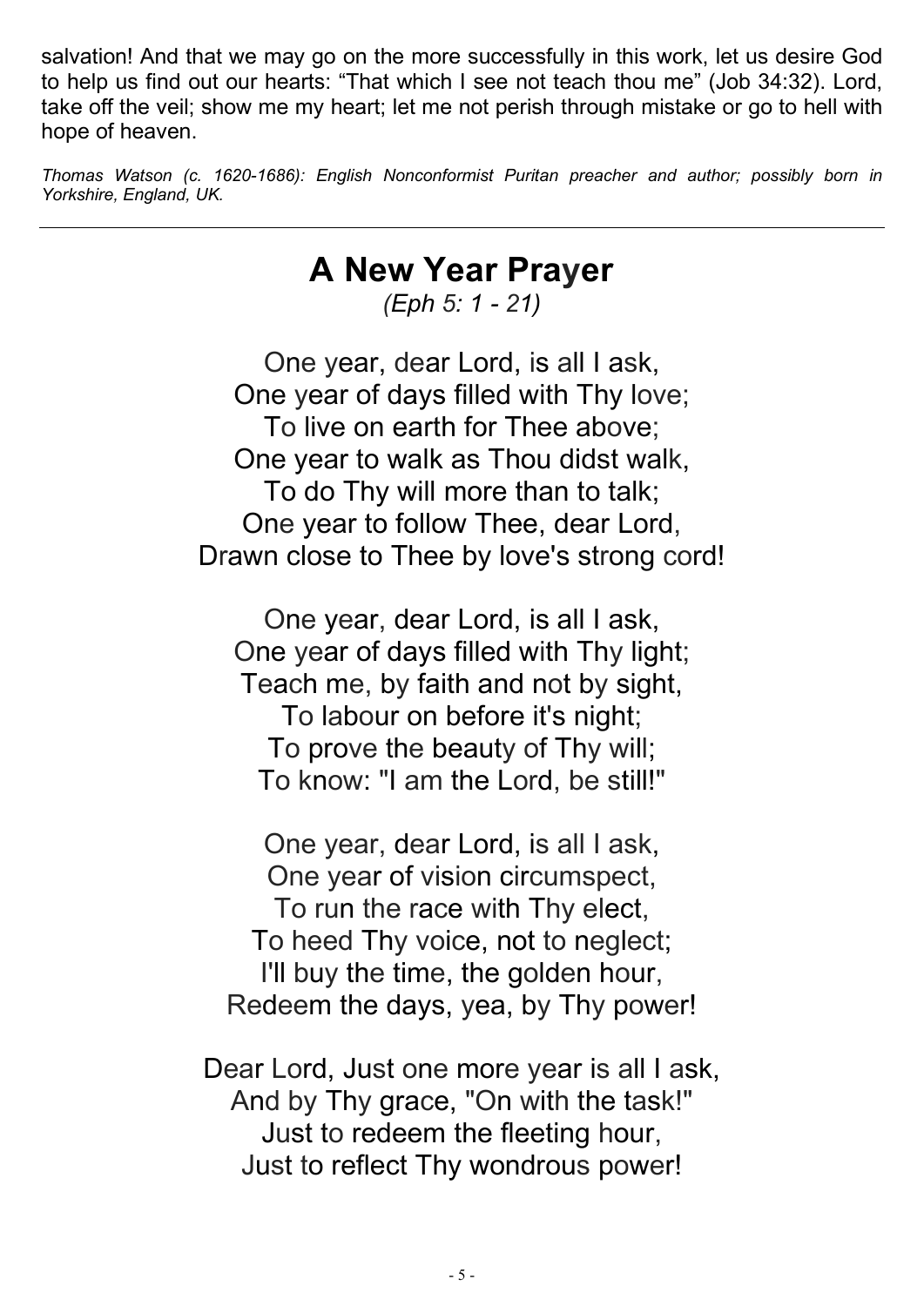salvation! And that we may go on the more successfully in this work, let us desire God to help us find out our hearts: "That which I see not teach thou me" (Job 34:32). Lord, take off the veil; show me my heart; let me not perish through mistake or go to hell with hope of heaven.

*Thomas Watson (c. 1620-1686): English Nonconformist Puritan preacher and author; possibly born in Yorkshire, England, UK.*

---

# A New Year Prayer

*(Eph 5: 1 - 21)*

One year, dear Lord, is all I ask,  
One year of days filled with Thy love;  
To live on earth for Thee above;  
One year to walk as Thou didst walk,  
To do Thy will more than to talk;  
One year to follow Thee, dear Lord,  
Drawn close to Thee by love's strong cord!

One year, dear Lord, is all I ask,  
One year of days filled with Thy light;  
Teach me, by faith and not by sight,  
To labour on before it's night;  
To prove the beauty of Thy will;  
To know: "I am the Lord, be still!"

One year, dear Lord, is all I ask,  
One year of vision circumspect,  
To run the race with Thy elect,  
To heed Thy voice, not to neglect;  
I'll buy the time, the golden hour,  
Redeem the days, yea, by Thy power!

Dear Lord, Just one more year is all I ask,  
And by Thy grace, "On with the task!"  
Just to redeem the fleeting hour,  
Just to reflect Thy wondrous power!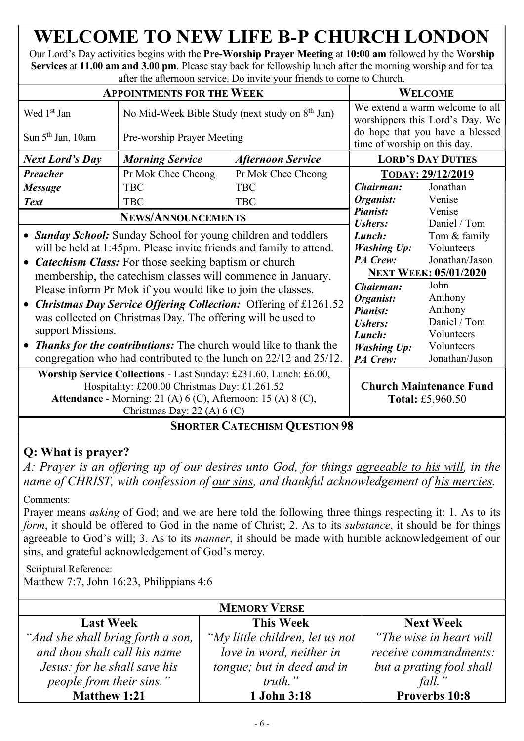# WELCOME TO NEW LIFE B-P CHURCH LONDON

Our Lord's Day activities begins with the **Pre-Worship Prayer Meeting** at **10:00 am** followed by the **Worship Services** at **11.00 am and 3.00 pm**. Please stay back for fellowship lunch after the morning worship and for tea after the afternoon service. Do invite your friends to come to Church.

## APPOINTMENTS FOR THE WEEK

| | |
|---|---|
| Wed 1st Jan | No Mid-Week Bible Study (next study on 8th Jan) |
| Sun 5th Jan, 10am | Pre-worship Prayer Meeting |

| ***Next Lord's Day*** | ***Morning Service*** | ***Afternoon Service*** |
|---|---|---|
| ***Preacher*** | Pr Mok Chee Cheong | Pr Mok Chee Cheong |
| ***Message*** | TBC | TBC |
| ***Text*** | TBC | TBC |

## WELCOME

We extend a warm welcome to all worshippers this Lord's Day. We do hope that you have a blessed time of worship on this day.

## NEWS/ANNOUNCEMENTS

- ***Sunday School:*** Sunday School for young children and toddlers will be held at 1:45pm. Please invite friends and family to attend.
- ***Catechism Class:*** For those seeking baptism or church membership, the catechism classes will commence in January. Please inform Pr Mok if you would like to join the classes.
- ***Christmas Day Service Offering Collection:*** Offering of £1261.52 was collected on Christmas Day. The offering will be used to support Missions.
- ***Thanks for the contributions:*** The church would like to thank the congregation who had contributed to the lunch on 22/12 and 25/12.

## LORD'S DAY DUTIES

**TODAY: 29/12/2019**

| | |
|---|---|
| ***Chairman:*** | Jonathan |
| ***Organist:*** | Venise |
| ***Pianist:*** | Venise |
| ***Ushers:*** | Daniel / Tom |
| ***Lunch:*** | Tom & family |
| ***Washing Up:*** | Volunteers |
| ***PA Crew:*** | Jonathan/Jason |

**NEXT WEEK: 05/01/2020**

| | |
|---|---|
| ***Chairman:*** | John |
| ***Organist:*** | Anthony |
| ***Pianist:*** | Anthony |
| ***Ushers:*** | Daniel / Tom |
| ***Lunch:*** | Volunteers |
| ***Washing Up:*** | Volunteers |
| ***PA Crew:*** | Jonathan/Jason |

**Worship Service Collections** - Last Sunday: £231.60, Lunch: £6.00, Hospitality: £200.00 Christmas Day: £1,261.52
**Attendance** - Morning: 21 (A) 6 (C), Afternoon: 15 (A) 8 (C), Christmas Day: 22 (A) 6 (C)

**Church Maintenance Fund**
**Total:** £5,960.50

## SHORTER CATECHISM QUESTION 98

### Q: What is prayer?

*A: Prayer is an offering up of our desires unto God, for things agreeable to his will, in the name of CHRIST, with confession of our sins, and thankful acknowledgement of his mercies.*

Comments:

Prayer means *asking* of God; and we are here told the following three things respecting it: 1. As to its *form*, it should be offered to God in the name of Christ; 2. As to its *substance*, it should be for things agreeable to God's will; 3. As to its *manner*, it should be made with humble acknowledgement of our sins, and grateful acknowledgement of God's mercy.

Scriptural Reference:

Matthew 7:7, John 16:23, Philippians 4:6

## MEMORY VERSE

| Last Week | This Week | Next Week |
|---|---|---|
| *"And she shall bring forth a son, and thou shalt call his name Jesus: for he shall save his people from their sins."* **Matthew 1:21** | *"My little children, let us not love in word, neither in tongue; but in deed and in truth."* **1 John 3:18** | *"The wise in heart will receive commandments: but a prating fool shall fall."* **Proverbs 10:8** |